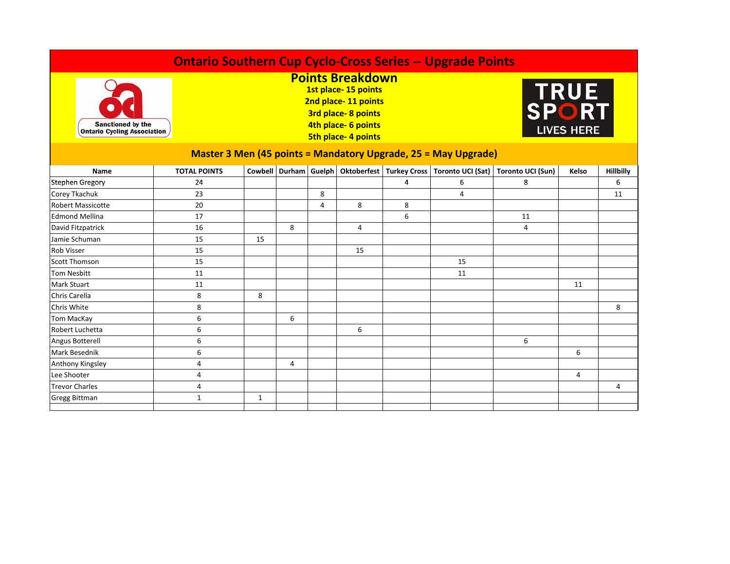# Ontario Southern Cup Cyclo-Cross Series -- Upgrade Points

## Points Breakdown

**1st place- 15 points**
**2nd place- 11 points**
**3rd place- 8 points**
**4th place- 6 points**
**5th place- 4 points**

Sanctioned by the Ontario Cycling Association

TRUE SPORT LIVES HERE

### Master 3 Men (45 points = Mandatory Upgrade, 25 = May Upgrade)

| Name | TOTAL POINTS | Cowbell | Durham | Guelph | Oktoberfest | Turkey Cross | Toronto UCI (Sat) | Toronto UCI (Sun) | Kelso | Hillbilly |
|---|---|---|---|---|---|---|---|---|---|---|
| Stephen Gregory | 24 | | | | | 4 | 6 | 8 | | 6 |
| Corey Tkachuk | 23 | | | 8 | | | 4 | | | 11 |
| Robert Massicotte | 20 | | | 4 | 8 | 8 | | | | |
| Edmond Mellina | 17 | | | | | 6 | | 11 | | |
| David Fitzpatrick | 16 | | 8 | | 4 | | | 4 | | |
| Jamie Schuman | 15 | 15 | | | | | | | | |
| Rob Visser | 15 | | | | 15 | | | | | |
| Scott Thomson | 15 | | | | | | 15 | | | |
| Tom Nesbitt | 11 | | | | | | 11 | | | |
| Mark Stuart | 11 | | | | | | | | 11 | |
| Chris Carella | 8 | 8 | | | | | | | | |
| Chris White | 8 | | | | | | | | | 8 |
| Tom MacKay | 6 | | 6 | | | | | | | |
| Robert Luchetta | 6 | | | | 6 | | | | | |
| Angus Botterell | 6 | | | | | | | 6 | | |
| Mark Besednik | 6 | | | | | | | | 6 | |
| Anthony Kingsley | 4 | | 4 | | | | | | | |
| Lee Shooter | 4 | | | | | | | | 4 | |
| Trevor Charles | 4 | | | | | | | | | 4 |
| Gregg Bittman | 1 | 1 | | | | | | | | |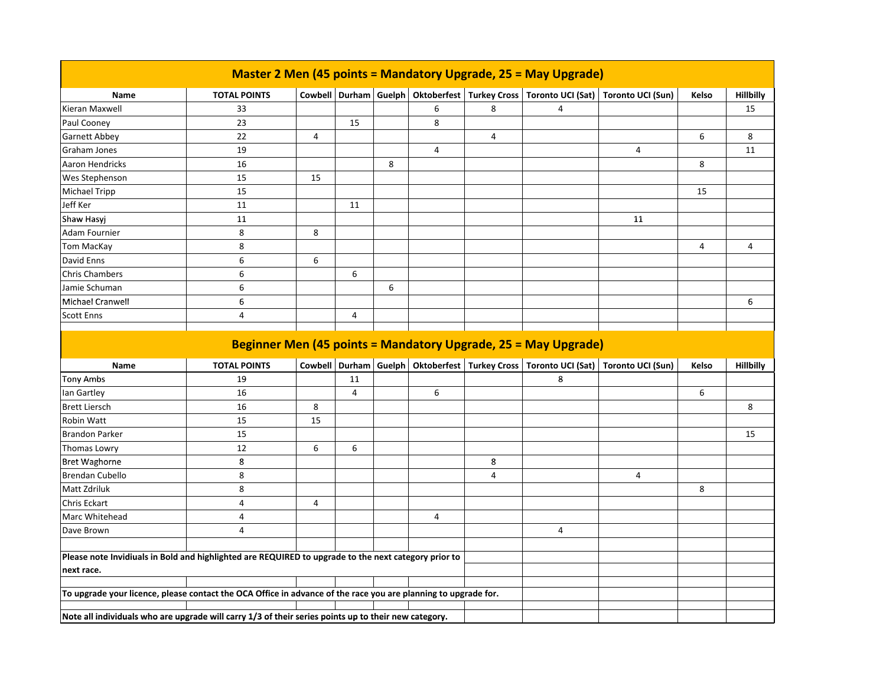## Master 2 Men (45 points = Mandatory Upgrade, 25 = May Upgrade)

| Name | TOTAL POINTS | Cowbell | Durham | Guelph | Oktoberfest | Turkey Cross | Toronto UCI (Sat) | Toronto UCI (Sun) | Kelso | Hillbilly |
|---|---|---|---|---|---|---|---|---|---|---|
| Kieran Maxwell | 33 | | | | 6 | 8 | 4 | | | 15 |
| Paul Cooney | 23 | | 15 | | 8 | | | | | |
| Garnett Abbey | 22 | 4 | | | | 4 | | | 6 | 8 |
| Graham Jones | 19 | | | | 4 | | | 4 | | 11 |
| Aaron Hendricks | 16 | | | 8 | | | | | 8 | |
| Wes Stephenson | 15 | 15 | | | | | | | | |
| Michael Tripp | 15 | | | | | | | | 15 | |
| Jeff Ker | 11 | | 11 | | | | | | | |
| Shaw Hasyj | 11 | | | | | | | 11 | | |
| Adam Fournier | 8 | 8 | | | | | | | | |
| Tom MacKay | 8 | | | | | | | | 4 | 4 |
| David Enns | 6 | 6 | | | | | | | | |
| Chris Chambers | 6 | | 6 | | | | | | | |
| Jamie Schuman | 6 | | | 6 | | | | | | |
| Michael Cranwell | 6 | | | | | | | | | 6 |
| Scott Enns | 4 | | 4 | | | | | | | |

## Beginner Men (45 points = Mandatory Upgrade, 25 = May Upgrade)

| Name | TOTAL POINTS | Cowbell | Durham | Guelph | Oktoberfest | Turkey Cross | Toronto UCI (Sat) | Toronto UCI (Sun) | Kelso | Hillbilly |
|---|---|---|---|---|---|---|---|---|---|---|
| Tony Ambs | 19 | | 11 | | | | 8 | | | |
| Ian Gartley | 16 | | 4 | | 6 | | | | 6 | |
| Brett Liersch | 16 | 8 | | | | | | | | 8 |
| Robin Watt | 15 | 15 | | | | | | | | |
| Brandon Parker | 15 | | | | | | | | | 15 |
| Thomas Lowry | 12 | 6 | 6 | | | | | | | |
| Bret Waghorne | 8 | | | | | 8 | | | | |
| Brendan Cubello | 8 | | | | | 4 | | 4 | | |
| Matt Zdriluk | 8 | | | | | | | | 8 | |
| Chris Eckart | 4 | 4 | | | | | | | | |
| Marc Whitehead | 4 | | | | 4 | | | | | |
| Dave Brown | 4 | | | | | | 4 | | | |

**Please note Invidiuals in Bold and highlighted are REQUIRED to upgrade to the next category prior to next race.**

**To upgrade your licence, please contact the OCA Office in advance of the race you are planning to upgrade for.**

**Note all individuals who are upgrade will carry 1/3 of their series points up to their new category.**